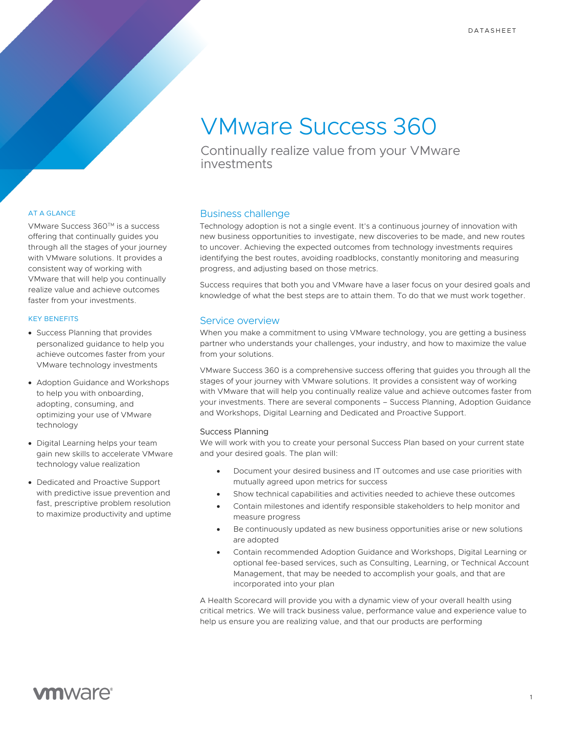DATASHEET

# VMware Success 360

## Continually realize value from your VMware investments

### AT A GLANCE

VMware Success 360™ is a success offering that continually guides you through all the stages of your journey with VMware solutions. It provides a consistent way of working with VMware that will help you continually realize value and achieve outcomes faster from your investments.

### KEY BENEFITS

- Success Planning that provides personalized guidance to help you achieve outcomes faster from your VMware technology investments
- Adoption Guidance and Workshops to help you with onboarding, adopting, consuming, and optimizing your use of VMware technology
- Digital Learning helps your team gain new skills to accelerate VMware technology value realization
- Dedicated and Proactive Support with predictive issue prevention and fast, prescriptive problem resolution to maximize productivity and uptime

## Business challenge

Technology adoption is not a single event. It's a continuous journey of innovation with new business opportunities to investigate, new discoveries to be made, and new routes to uncover. Achieving the expected outcomes from technology investments requires identifying the best routes, avoiding roadblocks, constantly monitoring and measuring progress, and adjusting based on those metrics.

Success requires that both you and VMware have a laser focus on your desired goals and knowledge of what the best steps are to attain them. To do that we must work together.

## Service overview

When you make a commitment to using VMware technology, you are getting a business partner who understands your challenges, your industry, and how to maximize the value from your solutions.

VMware Success 360 is a comprehensive success offering that guides you through all the stages of your journey with VMware solutions. It provides a consistent way of working with VMware that will help you continually realize value and achieve outcomes faster from your investments. There are several components – Success Planning, Adoption Guidance and Workshops, Digital Learning and Dedicated and Proactive Support.

### Success Planning

We will work with you to create your personal Success Plan based on your current state and your desired goals. The plan will:

- Document your desired business and IT outcomes and use case priorities with mutually agreed upon metrics for success
- Show technical capabilities and activities needed to achieve these outcomes
- Contain milestones and identify responsible stakeholders to help monitor and measure progress
- Be continuously updated as new business opportunities arise or new solutions are adopted
- Contain recommended Adoption Guidance and Workshops, Digital Learning or optional fee-based services, such as Consulting, Learning, or Technical Account Management, that may be needed to accomplish your goals, and that are incorporated into your plan

A Health Scorecard will provide you with a dynamic view of your overall health using critical metrics. We will track business value, performance value and experience value to help us ensure you are realizing value, and that our products are performing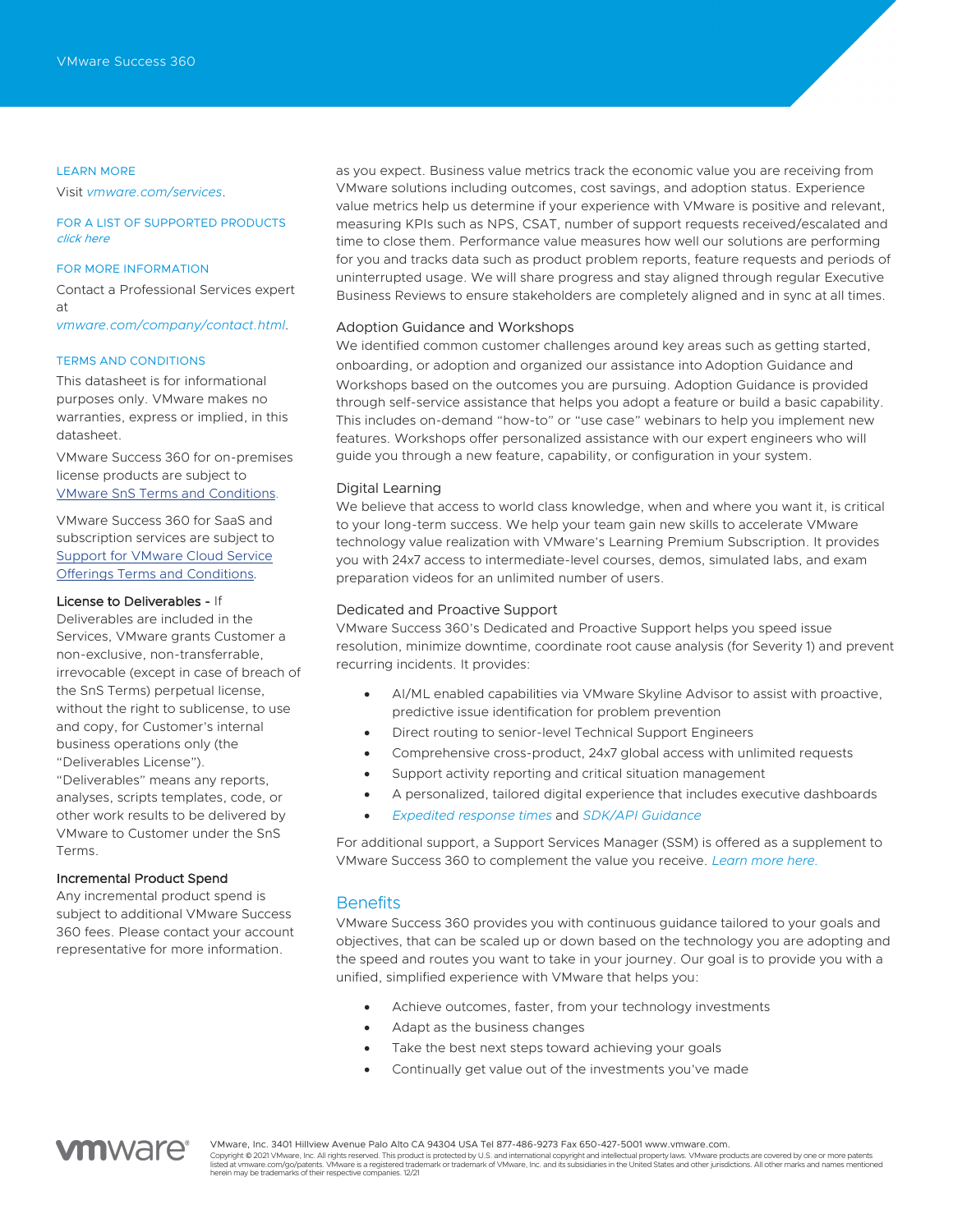LEARN MORE

Visit *vmware.com/services*.

FOR A LIST OF SUPPORTED PRODUCTS
*click here*

FOR MORE INFORMATION

Contact a Professional Services expert at
*vmware.com/company/contact.html*.

TERMS AND CONDITIONS

This datasheet is for informational purposes only. VMware makes no warranties, express or implied, in this datasheet.

VMware Success 360 for on-premises license products are subject to VMware SnS Terms and Conditions.

VMware Success 360 for SaaS and subscription services are subject to Support for VMware Cloud Service Offerings Terms and Conditions.

**License to Deliverables** - If Deliverables are included in the Services, VMware grants Customer a non-exclusive, non-transferrable, irrevocable (except in case of breach of the SnS Terms) perpetual license, without the right to sublicense, to use and copy, for Customer's internal business operations only (the "Deliverables License"). "Deliverables" means any reports, analyses, scripts templates, code, or other work results to be delivered by VMware to Customer under the SnS Terms.

**Incremental Product Spend**

Any incremental product spend is subject to additional VMware Success 360 fees. Please contact your account representative for more information.

as you expect. Business value metrics track the economic value you are receiving from VMware solutions including outcomes, cost savings, and adoption status. Experience value metrics help us determine if your experience with VMware is positive and relevant, measuring KPIs such as NPS, CSAT, number of support requests received/escalated and time to close them. Performance value measures how well our solutions are performing for you and tracks data such as product problem reports, feature requests and periods of uninterrupted usage. We will share progress and stay aligned through regular Executive Business Reviews to ensure stakeholders are completely aligned and in sync at all times.

### Adoption Guidance and Workshops

We identified common customer challenges around key areas such as getting started, onboarding, or adoption and organized our assistance into Adoption Guidance and Workshops based on the outcomes you are pursuing. Adoption Guidance is provided through self-service assistance that helps you adopt a feature or build a basic capability. This includes on-demand "how-to" or "use case" webinars to help you implement new features. Workshops offer personalized assistance with our expert engineers who will guide you through a new feature, capability, or configuration in your system.

### Digital Learning

We believe that access to world class knowledge, when and where you want it, is critical to your long-term success. We help your team gain new skills to accelerate VMware technology value realization with VMware's Learning Premium Subscription. It provides you with 24x7 access to intermediate-level courses, demos, simulated labs, and exam preparation videos for an unlimited number of users.

### Dedicated and Proactive Support

VMware Success 360's Dedicated and Proactive Support helps you speed issue resolution, minimize downtime, coordinate root cause analysis (for Severity 1) and prevent recurring incidents. It provides:

- AI/ML enabled capabilities via VMware Skyline Advisor to assist with proactive, predictive issue identification for problem prevention
- Direct routing to senior-level Technical Support Engineers
- Comprehensive cross-product, 24x7 global access with unlimited requests
- Support activity reporting and critical situation management
- A personalized, tailored digital experience that includes executive dashboards
- *Expedited response times* and *SDK/API Guidance*

For additional support, a Support Services Manager (SSM) is offered as a supplement to VMware Success 360 to complement the value you receive. *Learn more here.*

## Benefits

VMware Success 360 provides you with continuous guidance tailored to your goals and objectives, that can be scaled up or down based on the technology you are adopting and the speed and routes you want to take in your journey. Our goal is to provide you with a unified, simplified experience with VMware that helps you:

- Achieve outcomes, faster, from your technology investments
- Adapt as the business changes
- Take the best next steps toward achieving your goals
- Continually get value out of the investments you've made

VMware, Inc. 3401 Hillview Avenue Palo Alto CA 94304 USA Tel 877-486-9273 Fax 650-427-5001 www.vmware.com.
Copyright © 2021 VMware, Inc. All rights reserved. This product is protected by U.S. and international copyright and intellectual property laws. VMware products are covered by one or more patents listed at vmware.com/go/patents. VMware is a registered trademark or trademark of VMware, Inc. and its subsidiaries in the United States and other jurisdictions. All other marks and names mentioned herein may be trademarks of their respective companies. 12/21